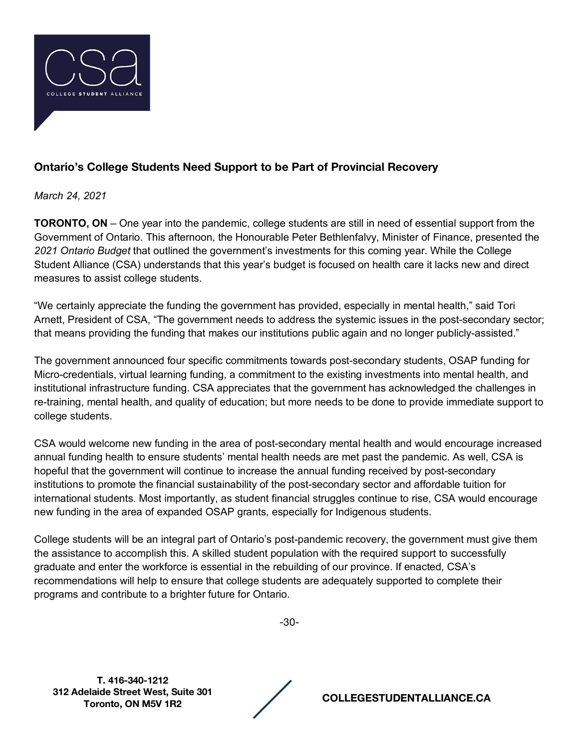csa

COLLEGE STUDENT ALLIANCE

## Ontario's College Students Need Support to be Part of Provincial Recovery

*March 24, 2021*

**TORONTO, ON** – One year into the pandemic, college students are still in need of essential support from the Government of Ontario. This afternoon, the Honourable Peter Bethlenfalvy, Minister of Finance, presented the *2021 Ontario Budget* that outlined the government's investments for this coming year. While the College Student Alliance (CSA) understands that this year's budget is focused on health care it lacks new and direct measures to assist college students.

"We certainly appreciate the funding the government has provided, especially in mental health," said Tori Arnett, President of CSA, "The government needs to address the systemic issues in the post-secondary sector; that means providing the funding that makes our institutions public again and no longer publicly-assisted."

The government announced four specific commitments towards post-secondary students, OSAP funding for Micro-credentials, virtual learning funding, a commitment to the existing investments into mental health, and institutional infrastructure funding. CSA appreciates that the government has acknowledged the challenges in re-training, mental health, and quality of education; but more needs to be done to provide immediate support to college students.

CSA would welcome new funding in the area of post-secondary mental health and would encourage increased annual funding health to ensure students' mental health needs are met past the pandemic. As well, CSA is hopeful that the government will continue to increase the annual funding received by post-secondary institutions to promote the financial sustainability of the post-secondary sector and affordable tuition for international students. Most importantly, as student financial struggles continue to rise, CSA would encourage new funding in the area of expanded OSAP grants, especially for Indigenous students.

College students will be an integral part of Ontario's post-pandemic recovery, the government must give them the assistance to accomplish this. A skilled student population with the required support to successfully graduate and enter the workforce is essential in the rebuilding of our province. If enacted, CSA's recommendations will help to ensure that college students are adequately supported to complete their programs and contribute to a brighter future for Ontario.

-30-

**T. 416-340-1212**
**312 Adelaide Street West, Suite 301**
**Toronto, ON M5V 1R2**

**COLLEGESTUDENTALLIANCE.CA**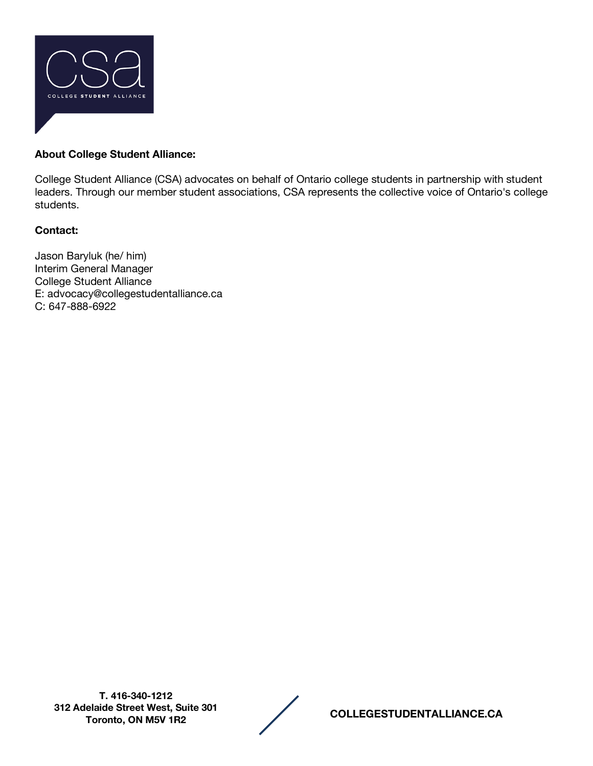**About College Student Alliance:**

College Student Alliance (CSA) advocates on behalf of Ontario college students in partnership with student leaders. Through our member student associations, CSA represents the collective voice of Ontario's college students.

**Contact:**

Jason Baryluk (he/ him)
Interim General Manager
College Student Alliance
E: advocacy@collegestudentalliance.ca
C: 647-888-6922

**T. 416-340-1212**
**312 Adelaide Street West, Suite 301**
**Toronto, ON M5V 1R2**

**COLLEGESTUDENTALLIANCE.CA**